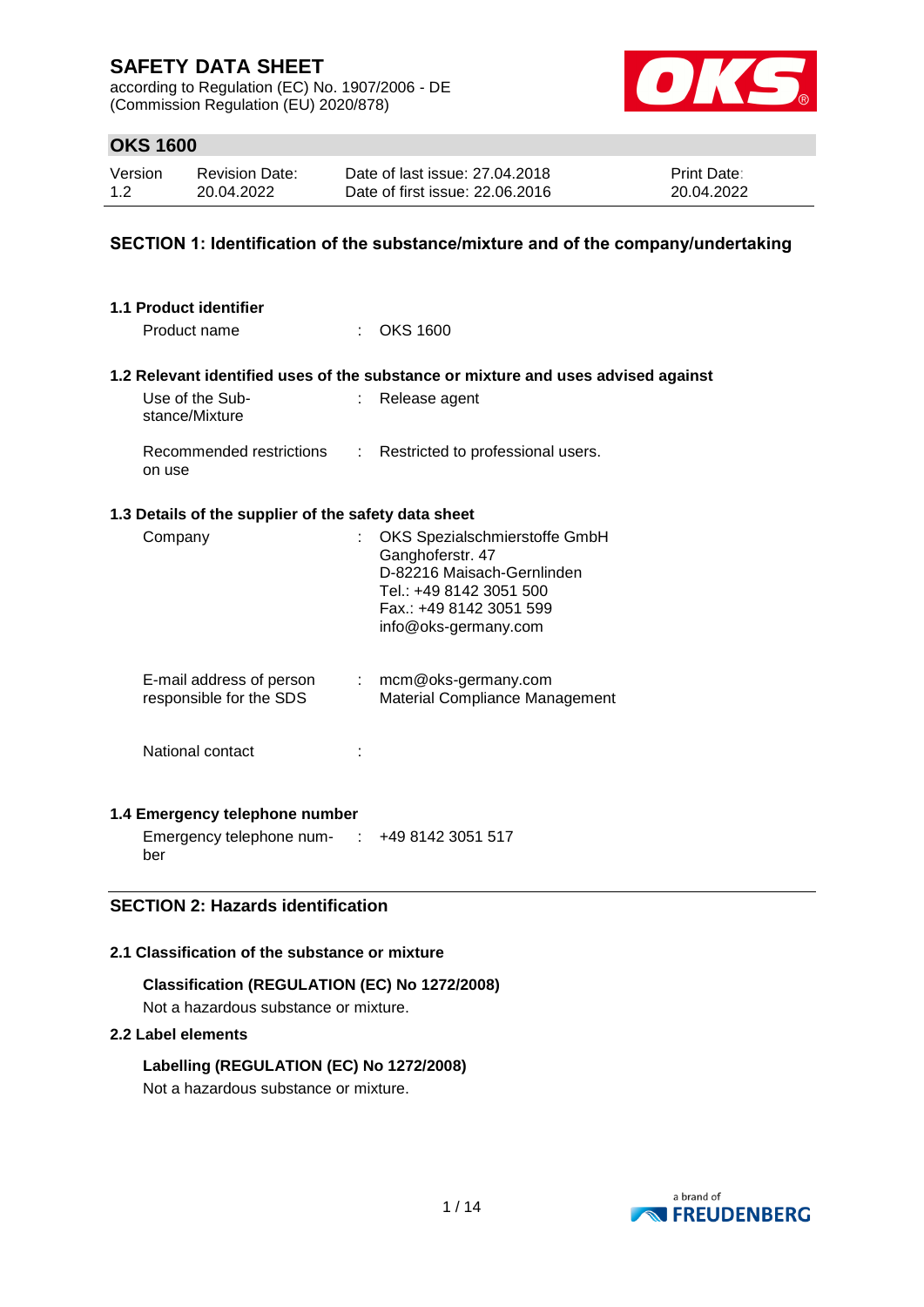# SAFETY DATA SHEET

according to Regulation (EC) No. 1907/2006 - DE
(Commission Regulation (EU) 2020/878)

## OKS 1600

| Version | Revision Date: | Date of last issue: 27.04.2018 | Print Date: |
|---|---|---|---|
| 1.2 | 20.04.2022 | Date of first issue: 22.06.2016 | 20.04.2022 |

## SECTION 1: Identification of the substance/mixture and of the company/undertaking

### 1.1 Product identifier

Product name : OKS 1600

### 1.2 Relevant identified uses of the substance or mixture and uses advised against

Use of the Substance/Mixture : Release agent

Recommended restrictions on use : Restricted to professional users.

### 1.3 Details of the supplier of the safety data sheet

Company : OKS Spezialschmierstoffe GmbH
Ganghoferstr. 47
D-82216 Maisach-Gernlinden
Tel.: +49 8142 3051 500
Fax.: +49 8142 3051 599
info@oks-germany.com

E-mail address of person responsible for the SDS : mcm@oks-germany.com
Material Compliance Management

National contact :

### 1.4 Emergency telephone number

Emergency telephone number : +49 8142 3051 517

## SECTION 2: Hazards identification

### 2.1 Classification of the substance or mixture

**Classification (REGULATION (EC) No 1272/2008)**

Not a hazardous substance or mixture.

### 2.2 Label elements

**Labelling (REGULATION (EC) No 1272/2008)**

Not a hazardous substance or mixture.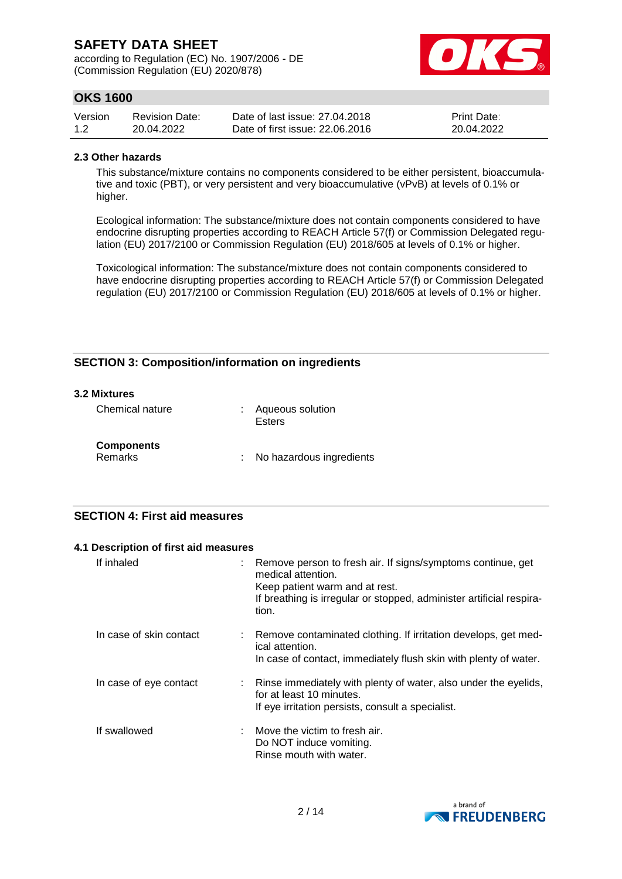### 2.3 Other hazards

This substance/mixture contains no components considered to be either persistent, bioaccumulative and toxic (PBT), or very persistent and very bioaccumulative (vPvB) at levels of 0.1% or higher.

Ecological information: The substance/mixture does not contain components considered to have endocrine disrupting properties according to REACH Article 57(f) or Commission Delegated regulation (EU) 2017/2100 or Commission Regulation (EU) 2018/605 at levels of 0.1% or higher.

Toxicological information: The substance/mixture does not contain components considered to have endocrine disrupting properties according to REACH Article 57(f) or Commission Delegated regulation (EU) 2017/2100 or Commission Regulation (EU) 2018/605 at levels of 0.1% or higher.

## SECTION 3: Composition/information on ingredients

### 3.2 Mixtures

Chemical nature : Aqueous solution
Esters

**Components**

Remarks : No hazardous ingredients

## SECTION 4: First aid measures

### 4.1 Description of first aid measures

If inhaled : Remove person to fresh air. If signs/symptoms continue, get medical attention.
Keep patient warm and at rest.
If breathing is irregular or stopped, administer artificial respiration.

In case of skin contact : Remove contaminated clothing. If irritation develops, get medical attention.
In case of contact, immediately flush skin with plenty of water.

In case of eye contact : Rinse immediately with plenty of water, also under the eyelids, for at least 10 minutes.
If eye irritation persists, consult a specialist.

If swallowed : Move the victim to fresh air.
Do NOT induce vomiting.
Rinse mouth with water.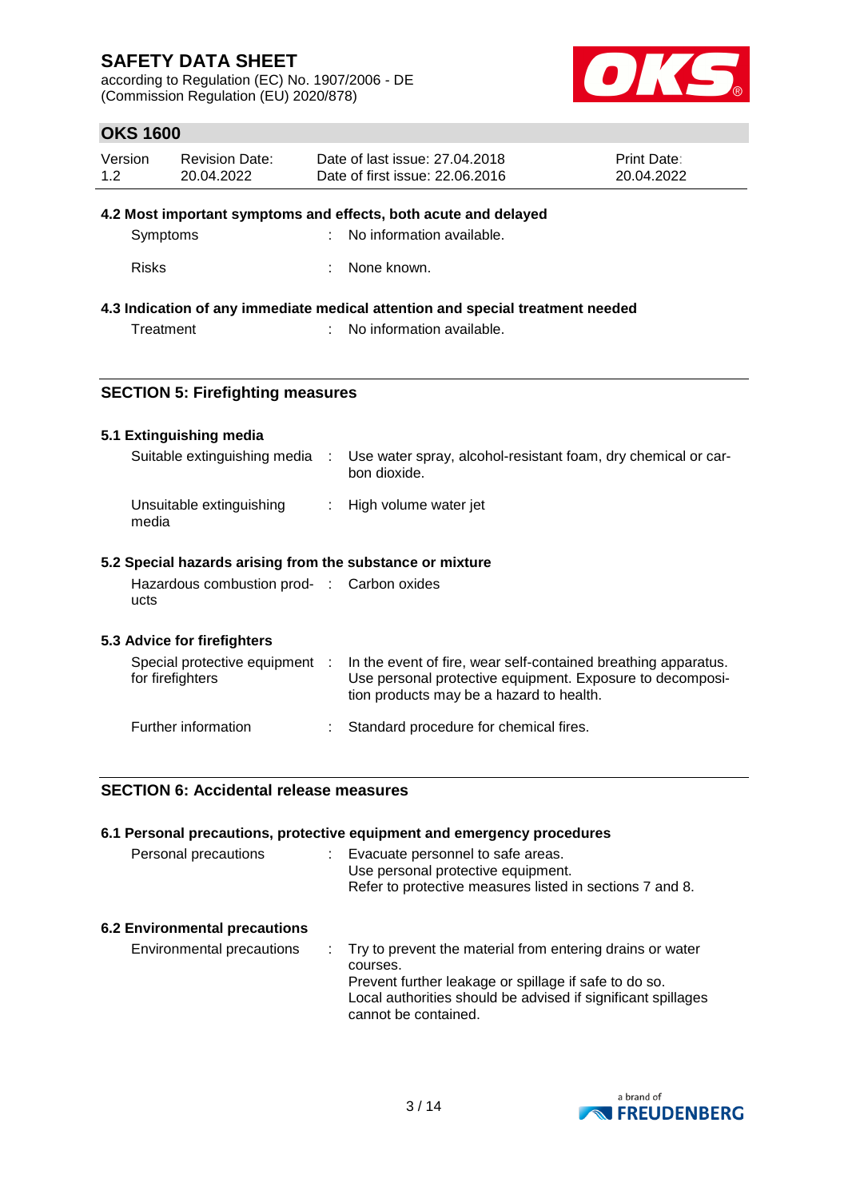#### 4.2 Most important symptoms and effects, both acute and delayed

| | |
|---|---|
| Symptoms | : No information available. |
| Risks | : None known. |

#### 4.3 Indication of any immediate medical attention and special treatment needed

| | |
|---|---|
| Treatment | : No information available. |

## SECTION 5: Firefighting measures

#### 5.1 Extinguishing media

| | |
|---|---|
| Suitable extinguishing media | : Use water spray, alcohol-resistant foam, dry chemical or carbon dioxide. |
| Unsuitable extinguishing media | : High volume water jet |

#### 5.2 Special hazards arising from the substance or mixture

| | |
|---|---|
| Hazardous combustion products | : Carbon oxides |

#### 5.3 Advice for firefighters

| | |
|---|---|
| Special protective equipment for firefighters | : In the event of fire, wear self-contained breathing apparatus. Use personal protective equipment. Exposure to decomposition products may be a hazard to health. |
| Further information | : Standard procedure for chemical fires. |

## SECTION 6: Accidental release measures

#### 6.1 Personal precautions, protective equipment and emergency procedures

| | |
|---|---|
| Personal precautions | : Evacuate personnel to safe areas.<br>Use personal protective equipment.<br>Refer to protective measures listed in sections 7 and 8. |

#### 6.2 Environmental precautions

| | |
|---|---|
| Environmental precautions | : Try to prevent the material from entering drains or water courses.<br>Prevent further leakage or spillage if safe to do so.<br>Local authorities should be advised if significant spillages cannot be contained. |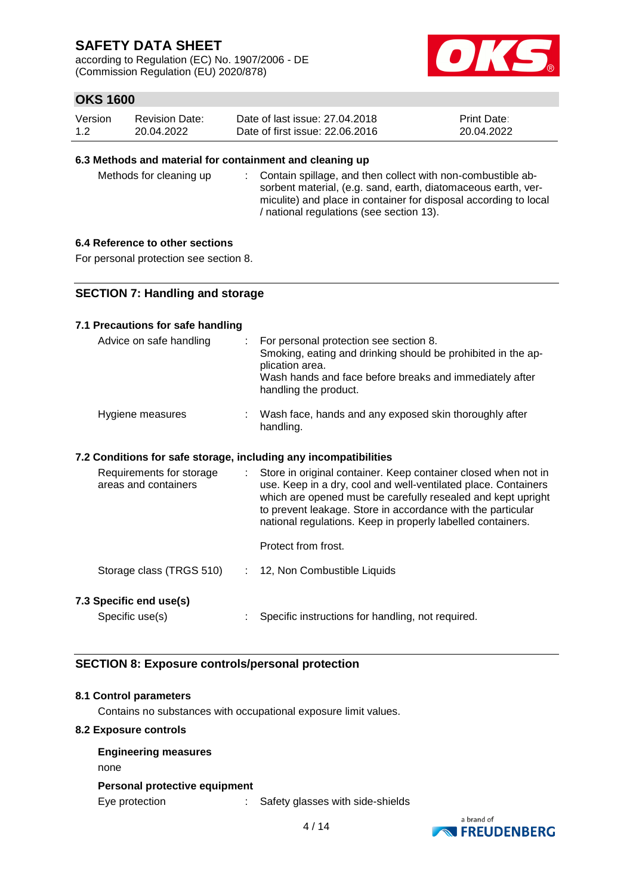### 6.3 Methods and material for containment and cleaning up

| | |
|---|---|
| Methods for cleaning up | : Contain spillage, and then collect with non-combustible absorbent material, (e.g. sand, earth, diatomaceous earth, vermiculite) and place in container for disposal according to local / national regulations (see section 13). |

### 6.4 Reference to other sections

For personal protection see section 8.

## SECTION 7: Handling and storage

### 7.1 Precautions for safe handling

| | |
|---|---|
| Advice on safe handling | : For personal protection see section 8.<br>Smoking, eating and drinking should be prohibited in the application area.<br>Wash hands and face before breaks and immediately after handling the product. |
| Hygiene measures | : Wash face, hands and any exposed skin thoroughly after handling. |

### 7.2 Conditions for safe storage, including any incompatibilities

| | |
|---|---|
| Requirements for storage areas and containers | : Store in original container. Keep container closed when not in use. Keep in a dry, cool and well-ventilated place. Containers which are opened must be carefully resealed and kept upright to prevent leakage. Store in accordance with the particular national regulations. Keep in properly labelled containers.<br><br>Protect from frost. |
| Storage class (TRGS 510) | : 12, Non Combustible Liquids |

### 7.3 Specific end use(s)

| | |
|---|---|
| Specific use(s) | : Specific instructions for handling, not required. |

## SECTION 8: Exposure controls/personal protection

### 8.1 Control parameters

Contains no substances with occupational exposure limit values.

### 8.2 Exposure controls

**Engineering measures**

none

**Personal protective equipment**

| | |
|---|---|
| Eye protection | : Safety glasses with side-shields |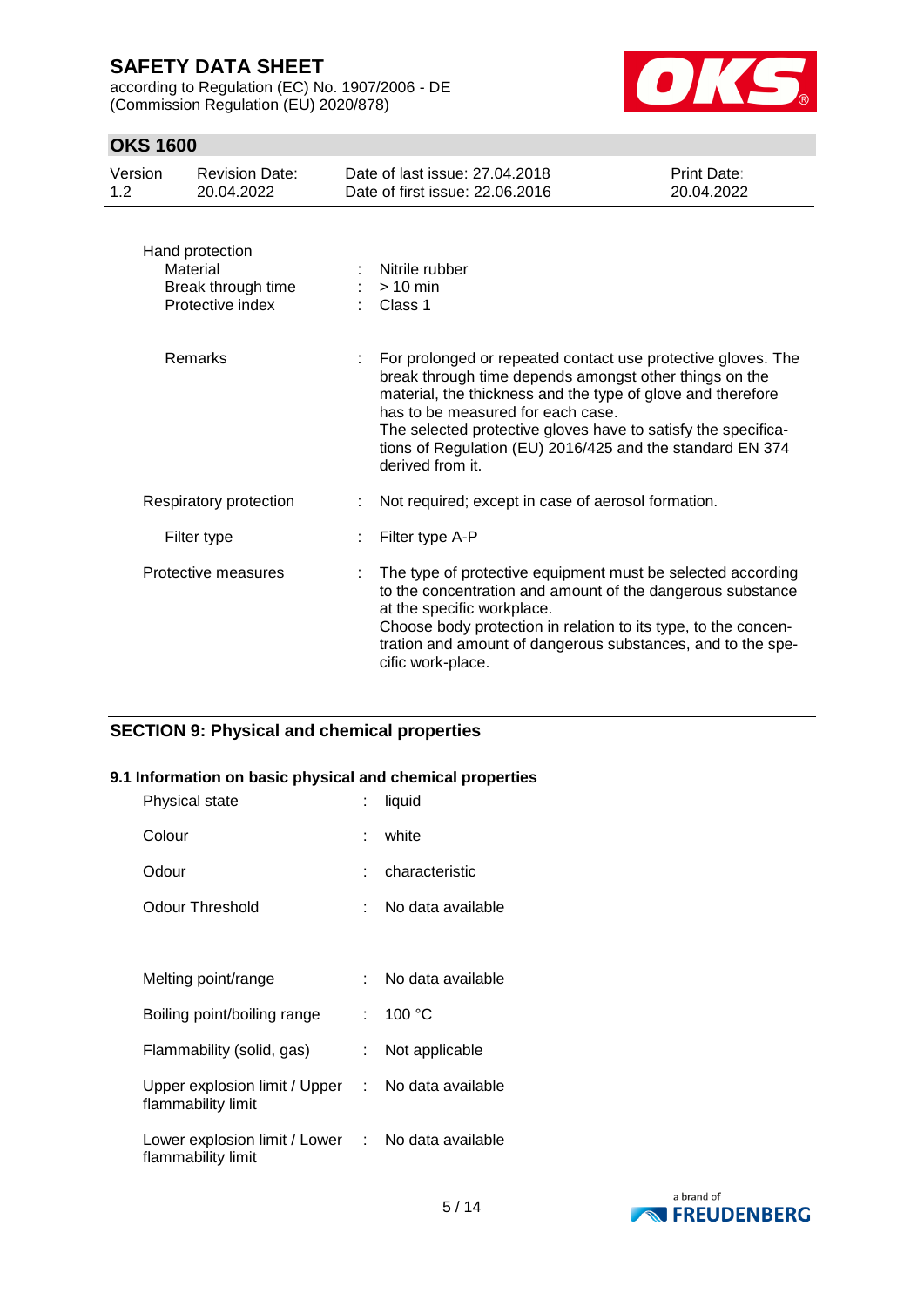Hand protection

| | | |
|---|---|---|
| Material | : | Nitrile rubber |
| Break through time | : | > 10 min |
| Protective index | : | Class 1 |

| | | |
|---|---|---|
| Remarks | : | For prolonged or repeated contact use protective gloves. The break through time depends amongst other things on the material, the thickness and the type of glove and therefore has to be measured for each case. The selected protective gloves have to satisfy the specifications of Regulation (EU) 2016/425 and the standard EN 374 derived from it. |
| Respiratory protection | : | Not required; except in case of aerosol formation. |
| Filter type | : | Filter type A-P |
| Protective measures | : | The type of protective equipment must be selected according to the concentration and amount of the dangerous substance at the specific workplace. Choose body protection in relation to its type, to the concentration and amount of dangerous substances, and to the specific work-place. |

## SECTION 9: Physical and chemical properties

### 9.1 Information on basic physical and chemical properties

| | | |
|---|---|---|
| Physical state | : | liquid |
| Colour | : | white |
| Odour | : | characteristic |
| Odour Threshold | : | No data available |
| Melting point/range | : | No data available |
| Boiling point/boiling range | : | 100 °C |
| Flammability (solid, gas) | : | Not applicable |
| Upper explosion limit / Upper flammability limit | : | No data available |
| Lower explosion limit / Lower flammability limit | : | No data available |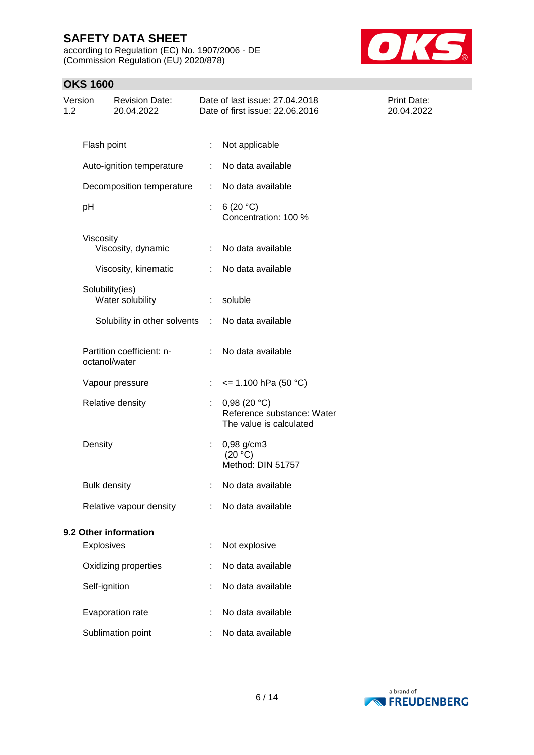| | | |
|---|---|---|
| Flash point | : | Not applicable |
| Auto-ignition temperature | : | No data available |
| Decomposition temperature | : | No data available |
| pH | : | 6 (20 °C)<br>Concentration: 100 % |
| Viscosity | | |
| Viscosity, dynamic | : | No data available |
| Viscosity, kinematic | : | No data available |
| Solubility(ies) | | |
| Water solubility | : | soluble |
| Solubility in other solvents | : | No data available |
| Partition coefficient: n-octanol/water | : | No data available |
| Vapour pressure | : | <= 1.100 hPa (50 °C) |
| Relative density | : | 0,98 (20 °C)<br>Reference substance: Water<br>The value is calculated |
| Density | : | 0,98 g/cm3<br>(20 °C)<br>Method: DIN 51757 |
| Bulk density | : | No data available |
| Relative vapour density | : | No data available |

**9.2 Other information**

| | | |
|---|---|---|
| Explosives | : | Not explosive |
| Oxidizing properties | : | No data available |
| Self-ignition | : | No data available |
| Evaporation rate | : | No data available |
| Sublimation point | : | No data available |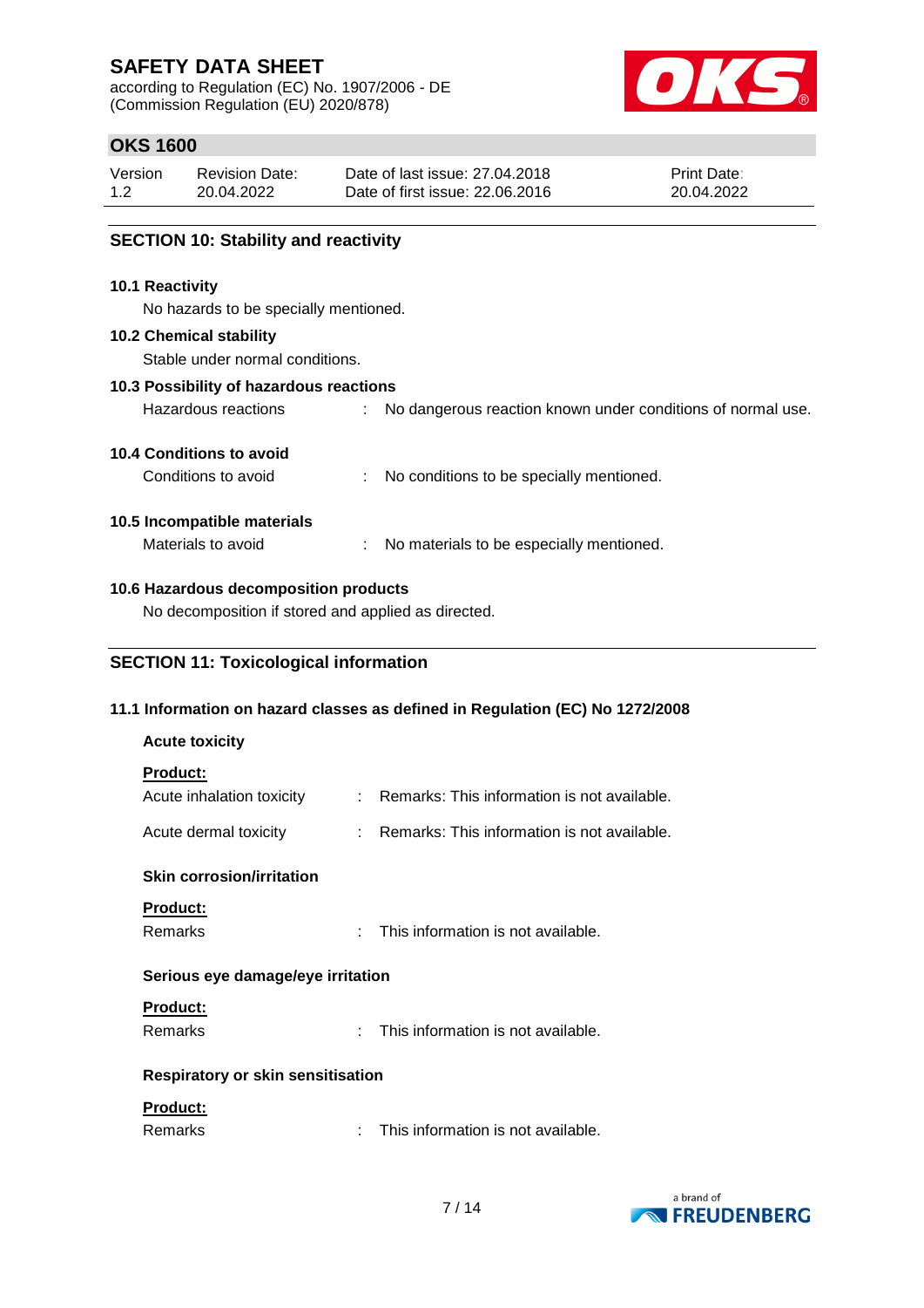## SECTION 10: Stability and reactivity

**10.1 Reactivity**

No hazards to be specially mentioned.

**10.2 Chemical stability**

Stable under normal conditions.

**10.3 Possibility of hazardous reactions**

Hazardous reactions : No dangerous reaction known under conditions of normal use.

**10.4 Conditions to avoid**

Conditions to avoid : No conditions to be specially mentioned.

**10.5 Incompatible materials**

Materials to avoid : No materials to be especially mentioned.

**10.6 Hazardous decomposition products**

No decomposition if stored and applied as directed.

## SECTION 11: Toxicological information

**11.1 Information on hazard classes as defined in Regulation (EC) No 1272/2008**

**Acute toxicity**

**Product:**

Acute inhalation toxicity : Remarks: This information is not available.

Acute dermal toxicity : Remarks: This information is not available.

**Skin corrosion/irritation**

**Product:**

Remarks : This information is not available.

**Serious eye damage/eye irritation**

**Product:**

Remarks : This information is not available.

**Respiratory or skin sensitisation**

**Product:**

Remarks : This information is not available.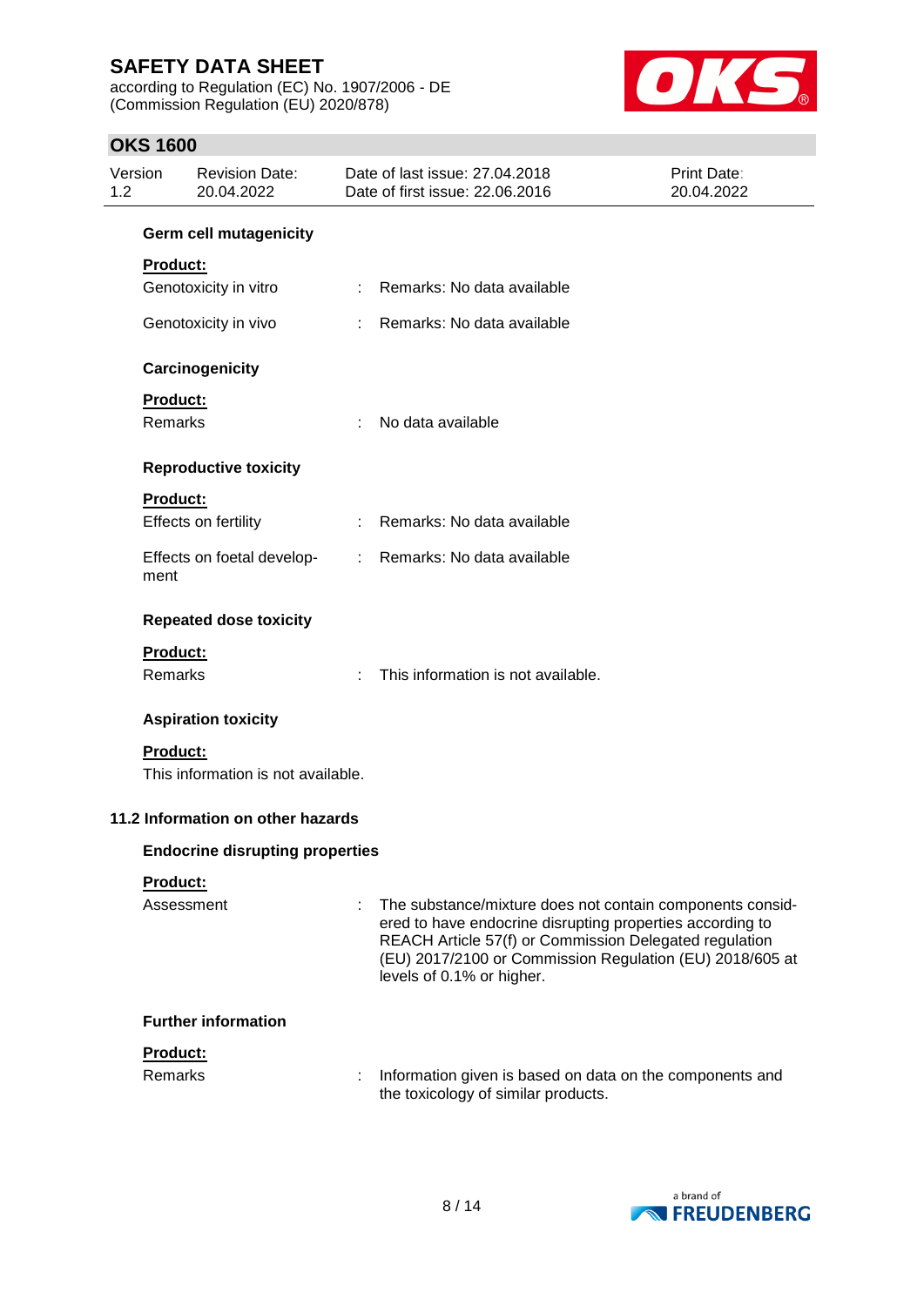### Germ cell mutagenicity

**Product:**

| | | |
|---|---|---|
| Genotoxicity in vitro | : | Remarks: No data available |
| Genotoxicity in vivo | : | Remarks: No data available |

### Carcinogenicity

**Product:**

| | | |
|---|---|---|
| Remarks | : | No data available |

### Reproductive toxicity

**Product:**

| | | |
|---|---|---|
| Effects on fertility | : | Remarks: No data available |
| Effects on foetal development | : | Remarks: No data available |

### Repeated dose toxicity

**Product:**

| | | |
|---|---|---|
| Remarks | : | This information is not available. |

### Aspiration toxicity

**Product:**

This information is not available.

## 11.2 Information on other hazards

### Endocrine disrupting properties

**Product:**

| | | |
|---|---|---|
| Assessment | : | The substance/mixture does not contain components considered to have endocrine disrupting properties according to REACH Article 57(f) or Commission Delegated regulation (EU) 2017/2100 or Commission Regulation (EU) 2018/605 at levels of 0.1% or higher. |

### Further information

**Product:**

| | | |
|---|---|---|
| Remarks | : | Information given is based on data on the components and the toxicology of similar products. |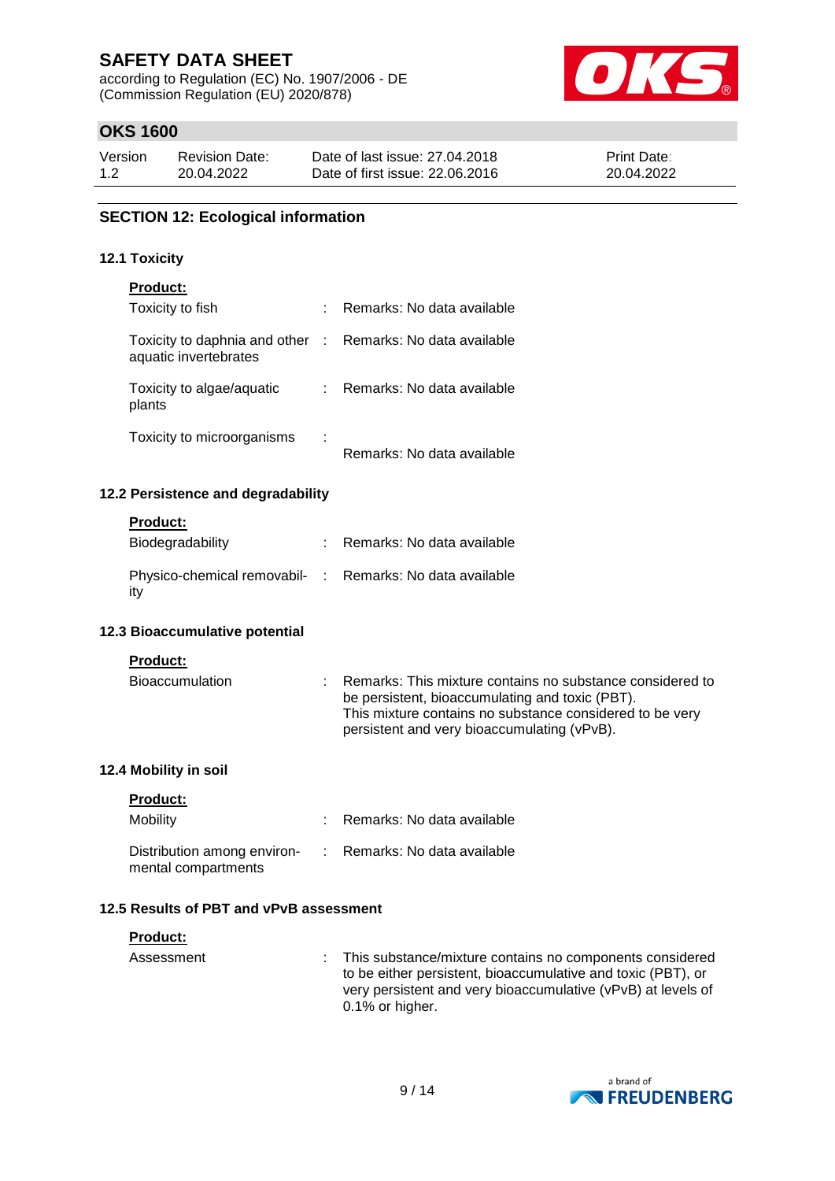## SECTION 12: Ecological information

### 12.1 Toxicity

**Product:**

| | | |
|---|---|---|
| Toxicity to fish | : | Remarks: No data available |
| Toxicity to daphnia and other aquatic invertebrates | : | Remarks: No data available |
| Toxicity to algae/aquatic plants | : | Remarks: No data available |
| Toxicity to microorganisms | : | Remarks: No data available |

### 12.2 Persistence and degradability

**Product:**

| | | |
|---|---|---|
| Biodegradability | : | Remarks: No data available |
| Physico-chemical removability | : | Remarks: No data available |

### 12.3 Bioaccumulative potential

**Product:**

| | | |
|---|---|---|
| Bioaccumulation | : | Remarks: This mixture contains no substance considered to be persistent, bioaccumulating and toxic (PBT). This mixture contains no substance considered to be very persistent and very bioaccumulating (vPvB). |

### 12.4 Mobility in soil

**Product:**

| | | |
|---|---|---|
| Mobility | : | Remarks: No data available |
| Distribution among environmental compartments | : | Remarks: No data available |

### 12.5 Results of PBT and vPvB assessment

**Product:**

| | | |
|---|---|---|
| Assessment | : | This substance/mixture contains no components considered to be either persistent, bioaccumulative and toxic (PBT), or very persistent and very bioaccumulative (vPvB) at levels of 0.1% or higher. |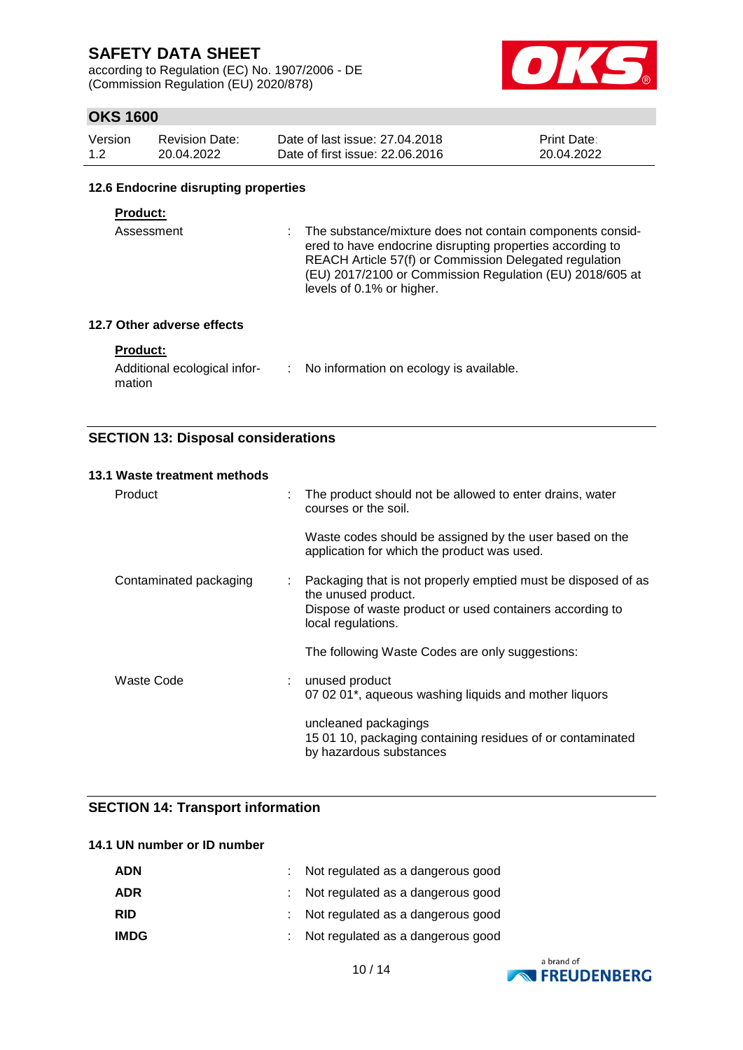#### 12.6 Endocrine disrupting properties

**Product:**

| | | |
|---|---|---|
| Assessment | : | The substance/mixture does not contain components considered to have endocrine disrupting properties according to REACH Article 57(f) or Commission Delegated regulation (EU) 2017/2100 or Commission Regulation (EU) 2018/605 at levels of 0.1% or higher. |

#### 12.7 Other adverse effects

**Product:**

| | | |
|---|---|---|
| Additional ecological information | : | No information on ecology is available. |

## SECTION 13: Disposal considerations

#### 13.1 Waste treatment methods

| | | |
|---|---|---|
| Product | : | The product should not be allowed to enter drains, water courses or the soil.<br><br>Waste codes should be assigned by the user based on the application for which the product was used. |
| Contaminated packaging | : | Packaging that is not properly emptied must be disposed of as the unused product.<br>Dispose of waste product or used containers according to local regulations.<br><br>The following Waste Codes are only suggestions: |
| Waste Code | : | unused product<br>07 02 01*, aqueous washing liquids and mother liquors<br><br>uncleaned packagings<br>15 01 10, packaging containing residues of or contaminated by hazardous substances |

## SECTION 14: Transport information

#### 14.1 UN number or ID number

| | | |
|---|---|---|
| **ADN** | : | Not regulated as a dangerous good |
| **ADR** | : | Not regulated as a dangerous good |
| **RID** | : | Not regulated as a dangerous good |
| **IMDG** | : | Not regulated as a dangerous good |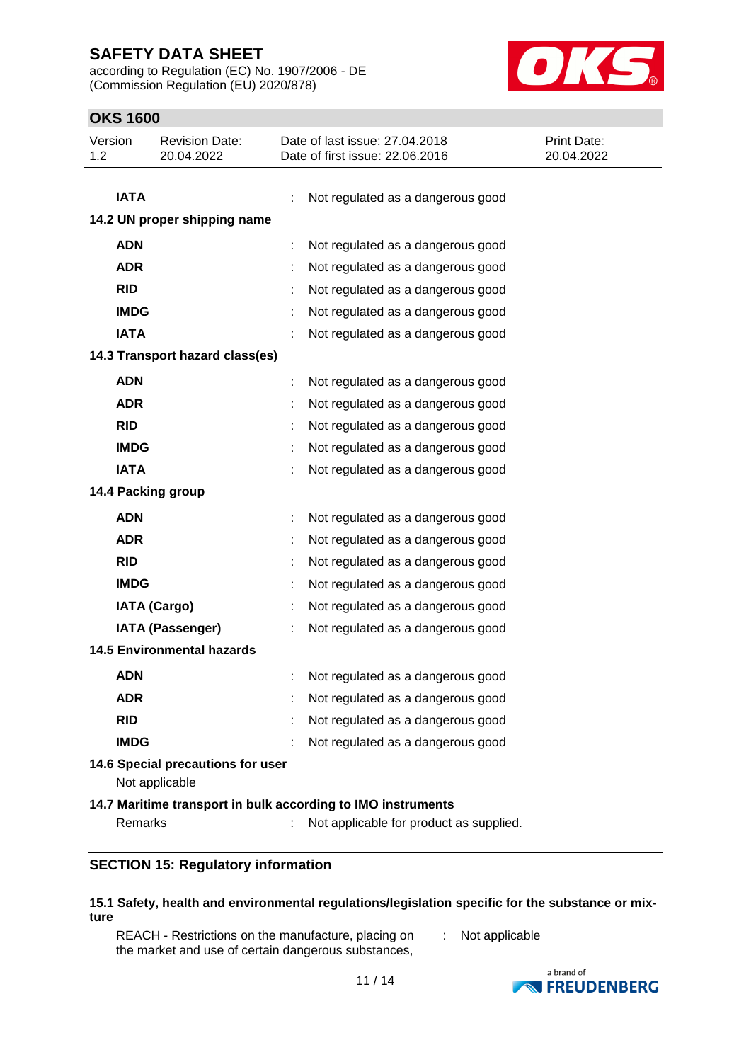| | | |
|---|---|---|
| **IATA** | : | Not regulated as a dangerous good |

**14.2 UN proper shipping name**

| | | |
|---|---|---|
| **ADN** | : | Not regulated as a dangerous good |
| **ADR** | : | Not regulated as a dangerous good |
| **RID** | : | Not regulated as a dangerous good |
| **IMDG** | : | Not regulated as a dangerous good |
| **IATA** | : | Not regulated as a dangerous good |

**14.3 Transport hazard class(es)**

| | | |
|---|---|---|
| **ADN** | : | Not regulated as a dangerous good |
| **ADR** | : | Not regulated as a dangerous good |
| **RID** | : | Not regulated as a dangerous good |
| **IMDG** | : | Not regulated as a dangerous good |
| **IATA** | : | Not regulated as a dangerous good |

**14.4 Packing group**

| | | |
|---|---|---|
| **ADN** | : | Not regulated as a dangerous good |
| **ADR** | : | Not regulated as a dangerous good |
| **RID** | : | Not regulated as a dangerous good |
| **IMDG** | : | Not regulated as a dangerous good |
| **IATA (Cargo)** | : | Not regulated as a dangerous good |
| **IATA (Passenger)** | : | Not regulated as a dangerous good |

**14.5 Environmental hazards**

| | | |
|---|---|---|
| **ADN** | : | Not regulated as a dangerous good |
| **ADR** | : | Not regulated as a dangerous good |
| **RID** | : | Not regulated as a dangerous good |
| **IMDG** | : | Not regulated as a dangerous good |

**14.6 Special precautions for user**

Not applicable

**14.7 Maritime transport in bulk according to IMO instruments**

Remarks : Not applicable for product as supplied.

## SECTION 15: Regulatory information

**15.1 Safety, health and environmental regulations/legislation specific for the substance or mixture**

REACH - Restrictions on the manufacture, placing on the market and use of certain dangerous substances, : Not applicable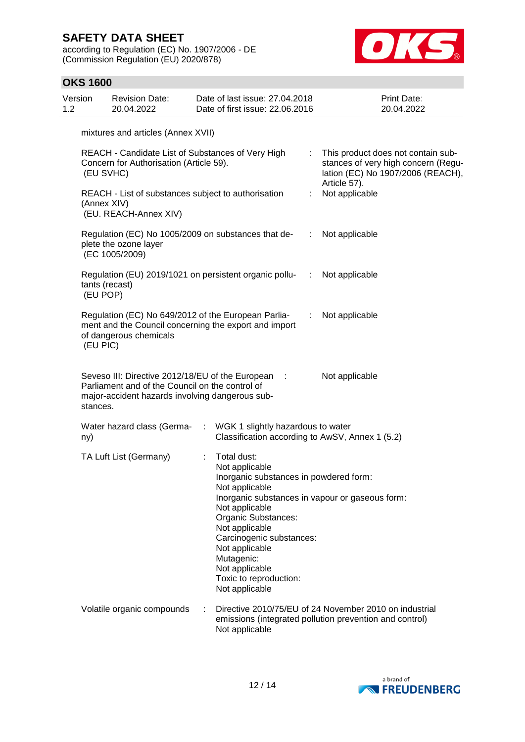mixtures and articles (Annex XVII)

| | | |
|---|---|---|
| REACH - Candidate List of Substances of Very High Concern for Authorisation (Article 59). (EU SVHC) | : | This product does not contain substances of very high concern (Regulation (EC) No 1907/2006 (REACH), Article 57). |
| REACH - List of substances subject to authorisation (Annex XIV) (EU. REACH-Annex XIV) | : | Not applicable |
| Regulation (EC) No 1005/2009 on substances that deplete the ozone layer (EC 1005/2009) | : | Not applicable |
| Regulation (EU) 2019/1021 on persistent organic pollutants (recast) (EU POP) | : | Not applicable |
| Regulation (EC) No 649/2012 of the European Parliament and the Council concerning the export and import of dangerous chemicals (EU PIC) | : | Not applicable |
| Seveso III: Directive 2012/18/EU of the European Parliament and of the Council on the control of major-accident hazards involving dangerous substances. | : | Not applicable |

| | | |
|---|---|---|
| Water hazard class (Germany) | : | WGK 1 slightly hazardous to water<br>Classification according to AwSV, Annex 1 (5.2) |
| TA Luft List (Germany) | : | Total dust:<br>Not applicable<br>Inorganic substances in powdered form:<br>Not applicable<br>Inorganic substances in vapour or gaseous form:<br>Not applicable<br>Organic Substances:<br>Not applicable<br>Carcinogenic substances:<br>Not applicable<br>Mutagenic:<br>Not applicable<br>Toxic to reproduction:<br>Not applicable |
| Volatile organic compounds | : | Directive 2010/75/EU of 24 November 2010 on industrial emissions (integrated pollution prevention and control)<br>Not applicable |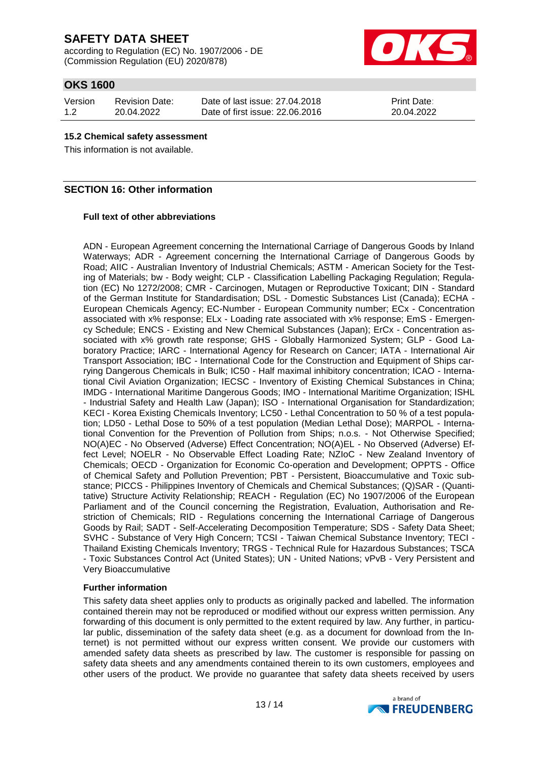**15.2 Chemical safety assessment**

This information is not available.

## SECTION 16: Other information

**Full text of other abbreviations**

ADN - European Agreement concerning the International Carriage of Dangerous Goods by Inland Waterways; ADR - Agreement concerning the International Carriage of Dangerous Goods by Road; AIIC - Australian Inventory of Industrial Chemicals; ASTM - American Society for the Testing of Materials; bw - Body weight; CLP - Classification Labelling Packaging Regulation; Regulation (EC) No 1272/2008; CMR - Carcinogen, Mutagen or Reproductive Toxicant; DIN - Standard of the German Institute for Standardisation; DSL - Domestic Substances List (Canada); ECHA - European Chemicals Agency; EC-Number - European Community number; ECx - Concentration associated with x% response; ELx - Loading rate associated with x% response; EmS - Emergency Schedule; ENCS - Existing and New Chemical Substances (Japan); ErCx - Concentration associated with x% growth rate response; GHS - Globally Harmonized System; GLP - Good Laboratory Practice; IARC - International Agency for Research on Cancer; IATA - International Air Transport Association; IBC - International Code for the Construction and Equipment of Ships carrying Dangerous Chemicals in Bulk; IC50 - Half maximal inhibitory concentration; ICAO - International Civil Aviation Organization; IECSC - Inventory of Existing Chemical Substances in China; IMDG - International Maritime Dangerous Goods; IMO - International Maritime Organization; ISHL - Industrial Safety and Health Law (Japan); ISO - International Organisation for Standardization; KECI - Korea Existing Chemicals Inventory; LC50 - Lethal Concentration to 50 % of a test population; LD50 - Lethal Dose to 50% of a test population (Median Lethal Dose); MARPOL - International Convention for the Prevention of Pollution from Ships; n.o.s. - Not Otherwise Specified; NO(A)EC - No Observed (Adverse) Effect Concentration; NO(A)EL - No Observed (Adverse) Effect Level; NOELR - No Observable Effect Loading Rate; NZIoC - New Zealand Inventory of Chemicals; OECD - Organization for Economic Co-operation and Development; OPPTS - Office of Chemical Safety and Pollution Prevention; PBT - Persistent, Bioaccumulative and Toxic substance; PICCS - Philippines Inventory of Chemicals and Chemical Substances; (Q)SAR - (Quantitative) Structure Activity Relationship; REACH - Regulation (EC) No 1907/2006 of the European Parliament and of the Council concerning the Registration, Evaluation, Authorisation and Restriction of Chemicals; RID - Regulations concerning the International Carriage of Dangerous Goods by Rail; SADT - Self-Accelerating Decomposition Temperature; SDS - Safety Data Sheet; SVHC - Substance of Very High Concern; TCSI - Taiwan Chemical Substance Inventory; TECI - Thailand Existing Chemicals Inventory; TRGS - Technical Rule for Hazardous Substances; TSCA - Toxic Substances Control Act (United States); UN - United Nations; vPvB - Very Persistent and Very Bioaccumulative

**Further information**

This safety data sheet applies only to products as originally packed and labelled. The information contained therein may not be reproduced or modified without our express written permission. Any forwarding of this document is only permitted to the extent required by law. Any further, in particular public, dissemination of the safety data sheet (e.g. as a document for download from the Internet) is not permitted without our express written consent. We provide our customers with amended safety data sheets as prescribed by law. The customer is responsible for passing on safety data sheets and any amendments contained therein to its own customers, employees and other users of the product. We provide no guarantee that safety data sheets received by users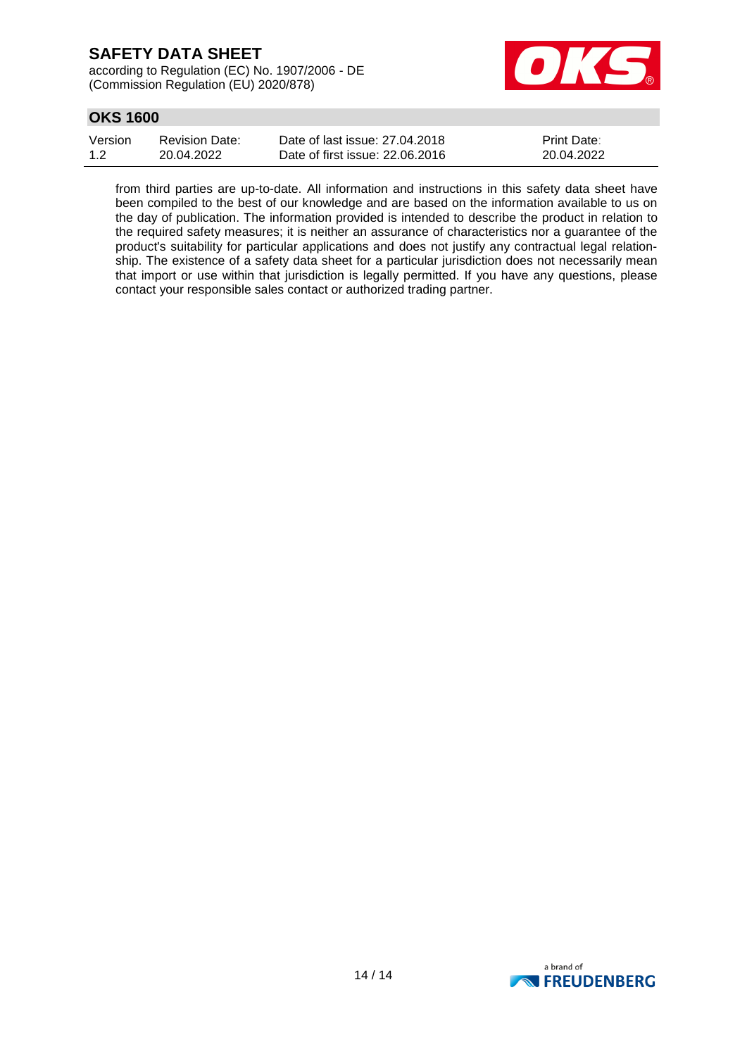from third parties are up-to-date. All information and instructions in this safety data sheet have been compiled to the best of our knowledge and are based on the information available to us on the day of publication. The information provided is intended to describe the product in relation to the required safety measures; it is neither an assurance of characteristics nor a guarantee of the product's suitability for particular applications and does not justify any contractual legal relationship. The existence of a safety data sheet for a particular jurisdiction does not necessarily mean that import or use within that jurisdiction is legally permitted. If you have any questions, please contact your responsible sales contact or authorized trading partner.